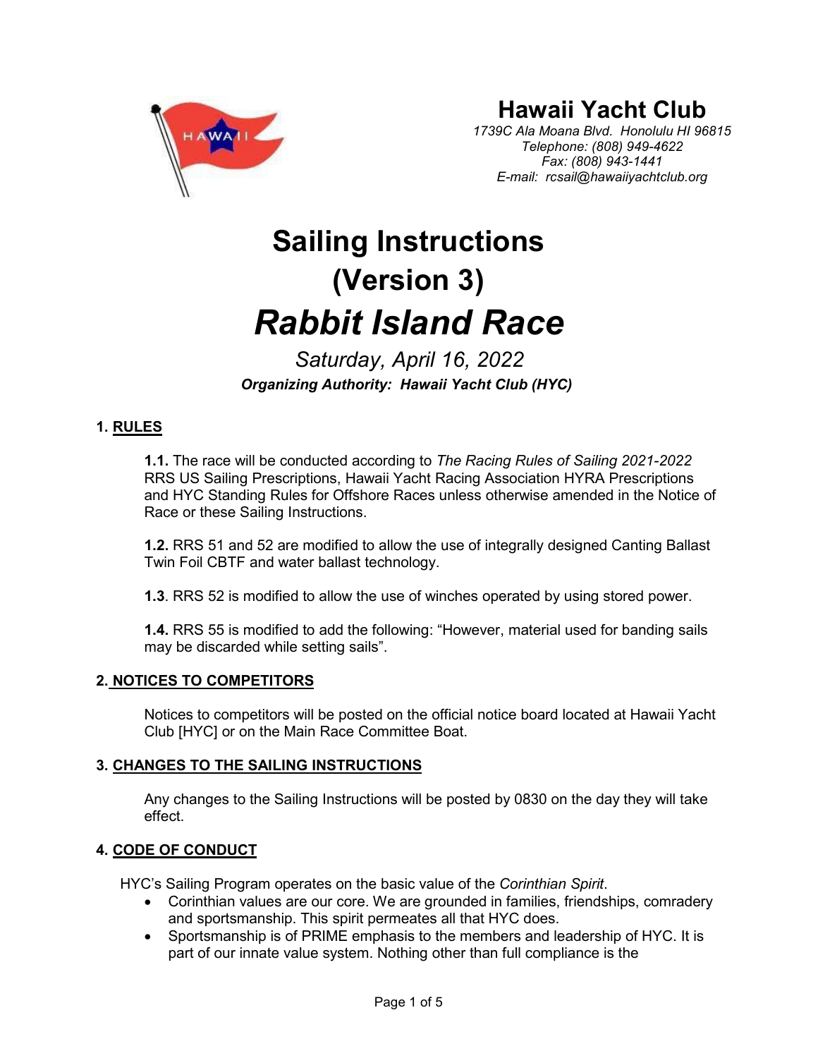# Hawaii Yacht Club

*1739C Ala Moana Blvd. Honolulu HI 96815*
*Telephone: (808) 949-4622*
*Fax: (808) 943-1441*
*E-mail: rcsail@hawaiiyachtclub.org*

# Sailing Instructions (Version 3)

# *Rabbit Island Race*

*Saturday, April 16, 2022*

***Organizing Authority: Hawaii Yacht Club (HYC)***

## 1. RULES

**1.1.** The race will be conducted according to *The Racing Rules of Sailing 2021-2022* RRS US Sailing Prescriptions, Hawaii Yacht Racing Association HYRA Prescriptions and HYC Standing Rules for Offshore Races unless otherwise amended in the Notice of Race or these Sailing Instructions.

**1.2.** RRS 51 and 52 are modified to allow the use of integrally designed Canting Ballast Twin Foil CBTF and water ballast technology.

**1.3**. RRS 52 is modified to allow the use of winches operated by using stored power.

**1.4.** RRS 55 is modified to add the following: "However, material used for banding sails may be discarded while setting sails".

## 2. NOTICES TO COMPETITORS

Notices to competitors will be posted on the official notice board located at Hawaii Yacht Club [HYC] or on the Main Race Committee Boat.

## 3. CHANGES TO THE SAILING INSTRUCTIONS

Any changes to the Sailing Instructions will be posted by 0830 on the day they will take effect.

## 4. CODE OF CONDUCT

HYC's Sailing Program operates on the basic value of the *Corinthian Spirit*.

- Corinthian values are our core. We are grounded in families, friendships, comradery and sportsmanship. This spirit permeates all that HYC does.
- Sportsmanship is of PRIME emphasis to the members and leadership of HYC. It is part of our innate value system. Nothing other than full compliance is the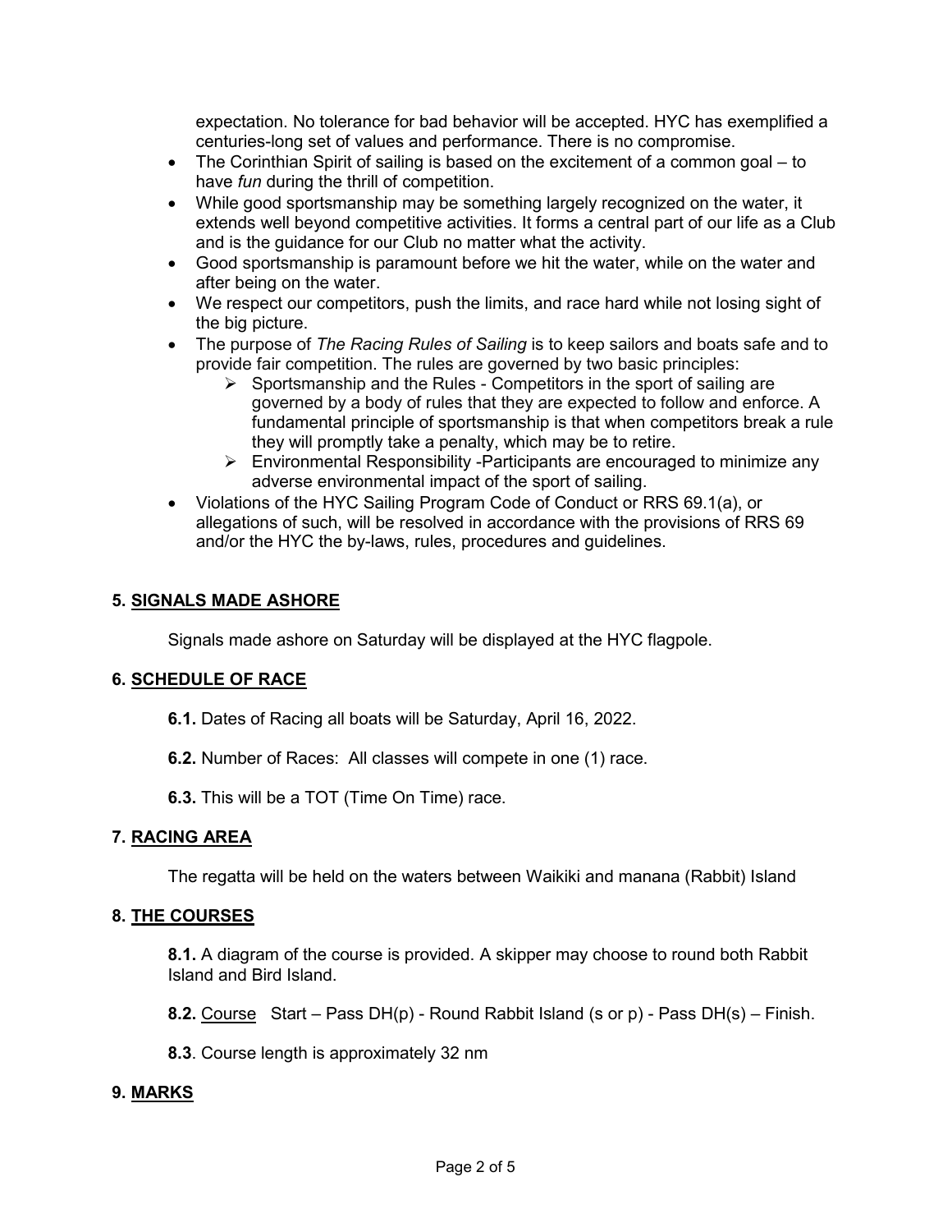expectation. No tolerance for bad behavior will be accepted. HYC has exemplified a centuries-long set of values and performance. There is no compromise.

- The Corinthian Spirit of sailing is based on the excitement of a common goal – to have *fun* during the thrill of competition.
- While good sportsmanship may be something largely recognized on the water, it extends well beyond competitive activities. It forms a central part of our life as a Club and is the guidance for our Club no matter what the activity.
- Good sportsmanship is paramount before we hit the water, while on the water and after being on the water.
- We respect our competitors, push the limits, and race hard while not losing sight of the big picture.
- The purpose of *The Racing Rules of Sailing* is to keep sailors and boats safe and to provide fair competition. The rules are governed by two basic principles:
  - Sportsmanship and the Rules - Competitors in the sport of sailing are governed by a body of rules that they are expected to follow and enforce. A fundamental principle of sportsmanship is that when competitors break a rule they will promptly take a penalty, which may be to retire.
  - Environmental Responsibility -Participants are encouraged to minimize any adverse environmental impact of the sport of sailing.
- Violations of the HYC Sailing Program Code of Conduct or RRS 69.1(a), or allegations of such, will be resolved in accordance with the provisions of RRS 69 and/or the HYC the by-laws, rules, procedures and guidelines.

## 5. SIGNALS MADE ASHORE

Signals made ashore on Saturday will be displayed at the HYC flagpole.

## 6. SCHEDULE OF RACE

**6.1.** Dates of Racing all boats will be Saturday, April 16, 2022.

**6.2.** Number of Races: All classes will compete in one (1) race.

**6.3.** This will be a TOT (Time On Time) race.

## 7. RACING AREA

The regatta will be held on the waters between Waikiki and manana (Rabbit) Island

## 8. THE COURSES

**8.1.** A diagram of the course is provided. A skipper may choose to round both Rabbit Island and Bird Island.

**8.2.** Course Start – Pass DH(p) - Round Rabbit Island (s or p) - Pass DH(s) – Finish.

**8.3**. Course length is approximately 32 nm

## 9. MARKS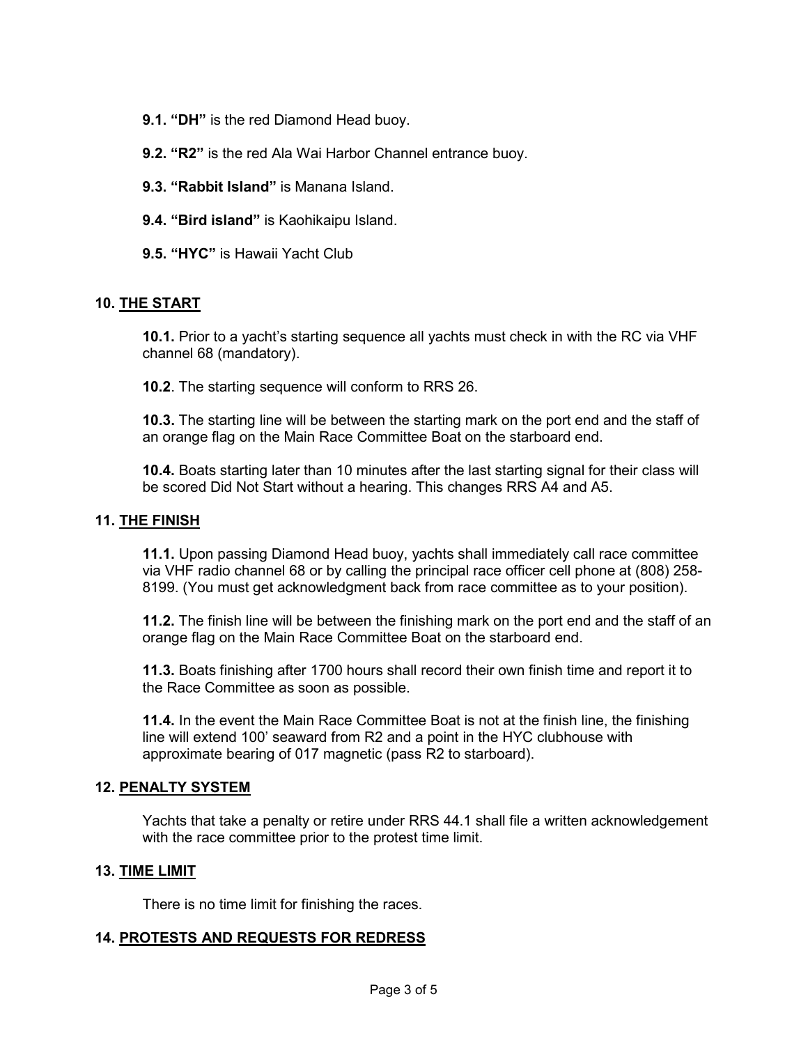**9.1. "DH"** is the red Diamond Head buoy.

**9.2. "R2"** is the red Ala Wai Harbor Channel entrance buoy.

**9.3. "Rabbit Island"** is Manana Island.

**9.4. "Bird island"** is Kaohikaipu Island.

**9.5. "HYC"** is Hawaii Yacht Club

## 10. <u>THE START</u>

**10.1.** Prior to a yacht's starting sequence all yachts must check in with the RC via VHF channel 68 (mandatory).

**10.2**. The starting sequence will conform to RRS 26.

**10.3.** The starting line will be between the starting mark on the port end and the staff of an orange flag on the Main Race Committee Boat on the starboard end.

**10.4.** Boats starting later than 10 minutes after the last starting signal for their class will be scored Did Not Start without a hearing. This changes RRS A4 and A5.

## 11. <u>THE FINISH</u>

**11.1.** Upon passing Diamond Head buoy, yachts shall immediately call race committee via VHF radio channel 68 or by calling the principal race officer cell phone at (808) 258-8199. (You must get acknowledgment back from race committee as to your position).

**11.2.** The finish line will be between the finishing mark on the port end and the staff of an orange flag on the Main Race Committee Boat on the starboard end.

**11.3.** Boats finishing after 1700 hours shall record their own finish time and report it to the Race Committee as soon as possible.

**11.4.** In the event the Main Race Committee Boat is not at the finish line, the finishing line will extend 100' seaward from R2 and a point in the HYC clubhouse with approximate bearing of 017 magnetic (pass R2 to starboard).

## 12. <u>PENALTY SYSTEM</u>

Yachts that take a penalty or retire under RRS 44.1 shall file a written acknowledgement with the race committee prior to the protest time limit.

## 13. <u>TIME LIMIT</u>

There is no time limit for finishing the races.

## 14. <u>PROTESTS AND REQUESTS FOR REDRESS</u>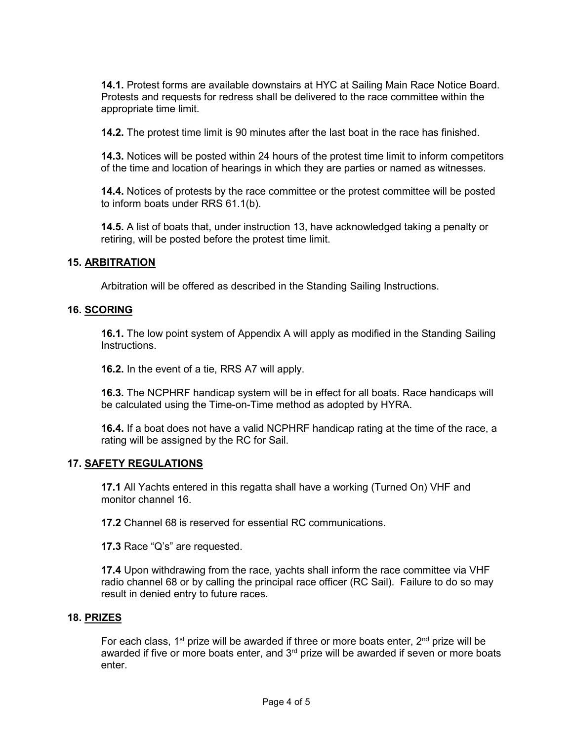**14.1.** Protest forms are available downstairs at HYC at Sailing Main Race Notice Board. Protests and requests for redress shall be delivered to the race committee within the appropriate time limit.

**14.2.** The protest time limit is 90 minutes after the last boat in the race has finished.

**14.3.** Notices will be posted within 24 hours of the protest time limit to inform competitors of the time and location of hearings in which they are parties or named as witnesses.

**14.4.** Notices of protests by the race committee or the protest committee will be posted to inform boats under RRS 61.1(b).

**14.5.** A list of boats that, under instruction 13, have acknowledged taking a penalty or retiring, will be posted before the protest time limit.

## 15. ARBITRATION

Arbitration will be offered as described in the Standing Sailing Instructions.

## 16. SCORING

**16.1.** The low point system of Appendix A will apply as modified in the Standing Sailing Instructions.

**16.2.** In the event of a tie, RRS A7 will apply.

**16.3.** The NCPHRF handicap system will be in effect for all boats. Race handicaps will be calculated using the Time-on-Time method as adopted by HYRA.

**16.4.** If a boat does not have a valid NCPHRF handicap rating at the time of the race, a rating will be assigned by the RC for Sail.

## 17. SAFETY REGULATIONS

**17.1** All Yachts entered in this regatta shall have a working (Turned On) VHF and monitor channel 16.

**17.2** Channel 68 is reserved for essential RC communications.

**17.3** Race "Q's" are requested.

**17.4** Upon withdrawing from the race, yachts shall inform the race committee via VHF radio channel 68 or by calling the principal race officer (RC Sail). Failure to do so may result in denied entry to future races.

## 18. PRIZES

For each class, 1st prize will be awarded if three or more boats enter, 2nd prize will be awarded if five or more boats enter, and 3rd prize will be awarded if seven or more boats enter.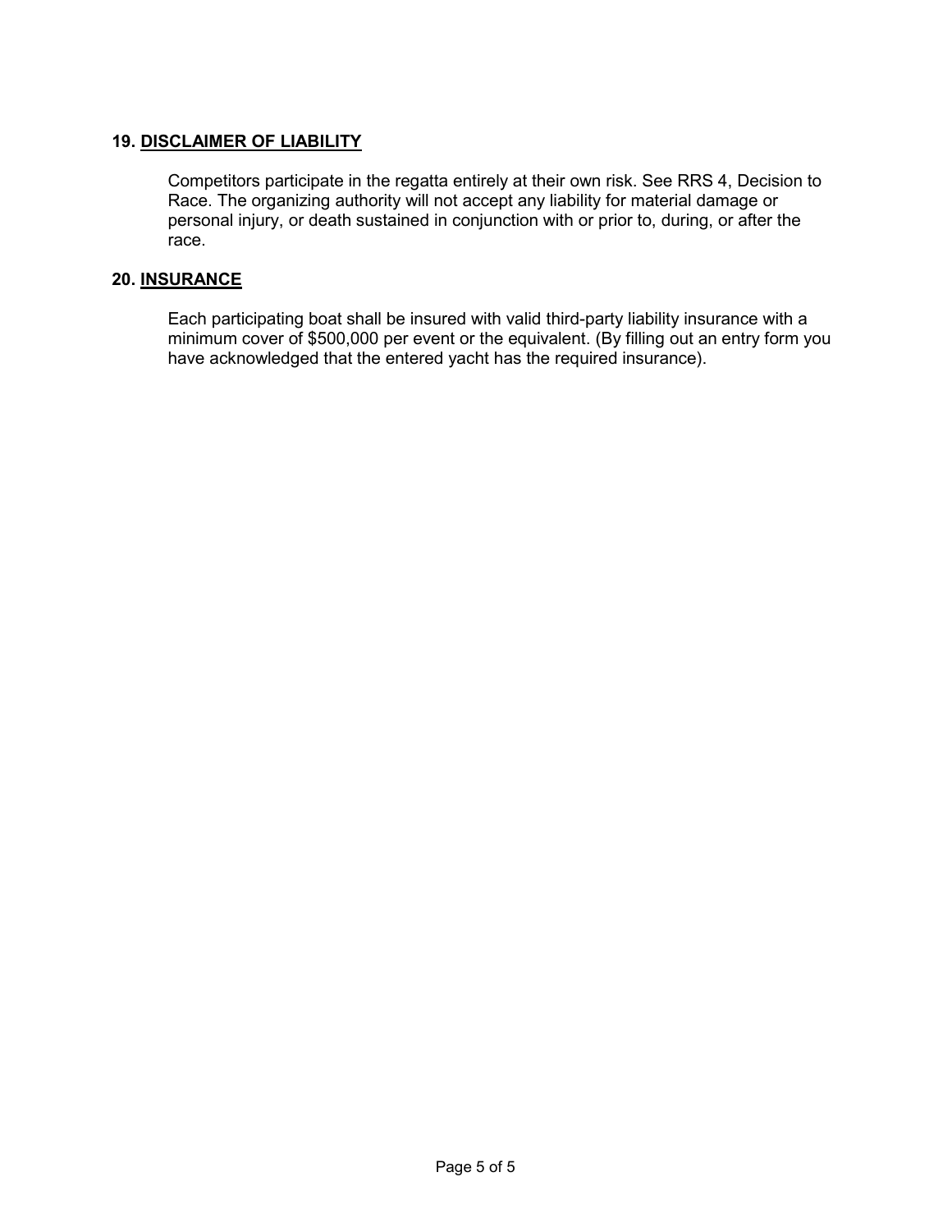## 19. <u>DISCLAIMER OF LIABILITY</u>

Competitors participate in the regatta entirely at their own risk. See RRS 4, Decision to Race. The organizing authority will not accept any liability for material damage or personal injury, or death sustained in conjunction with or prior to, during, or after the race.

## 20. <u>INSURANCE</u>

Each participating boat shall be insured with valid third-party liability insurance with a minimum cover of $500,000 per event or the equivalent. (By filling out an entry form you have acknowledged that the entered yacht has the required insurance).